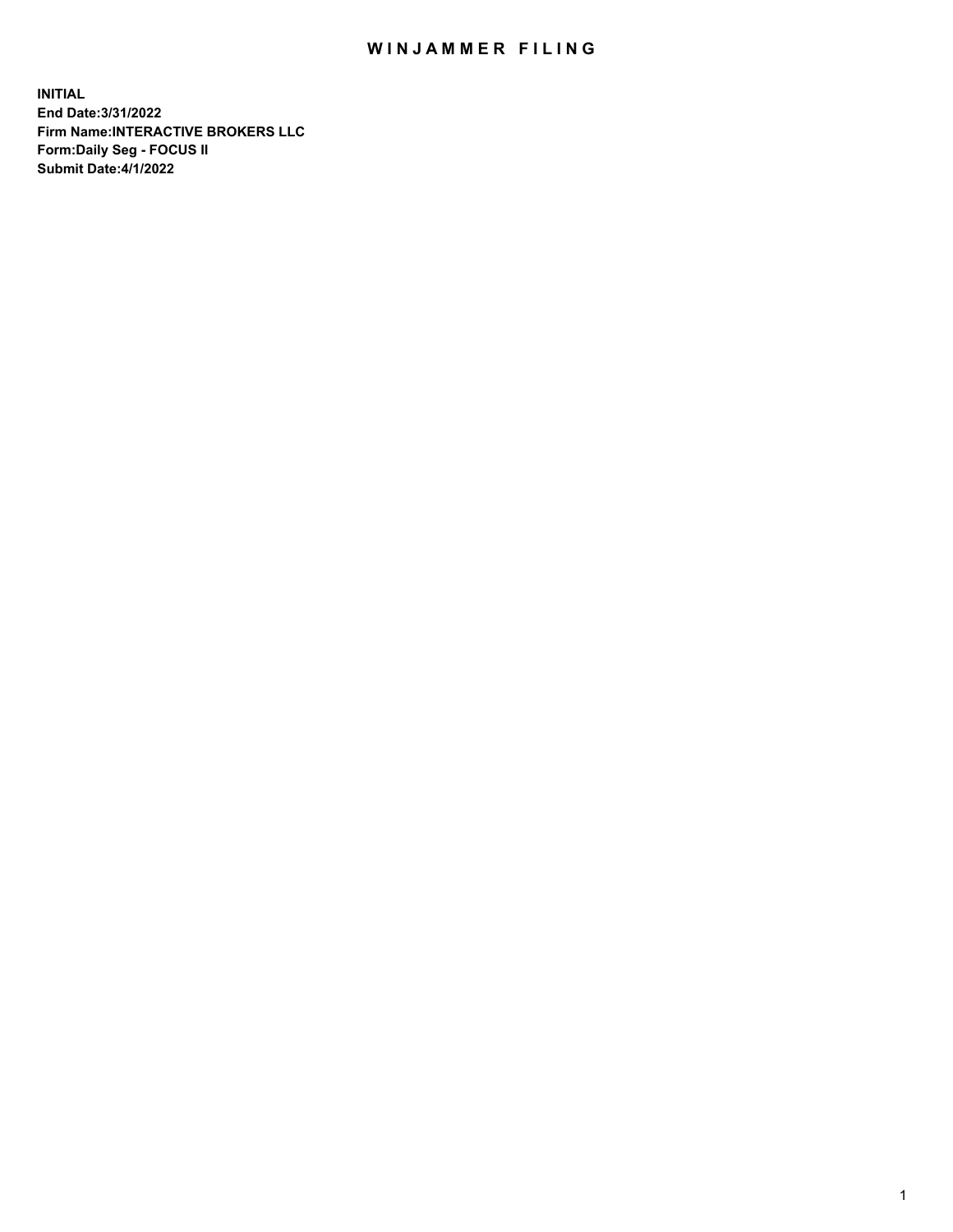# WINJAMMER FILING

**INITIAL**
**End Date:3/31/2022**
**Firm Name:INTERACTIVE BROKERS LLC**
**Form:Daily Seg - FOCUS II**
**Submit Date:4/1/2022**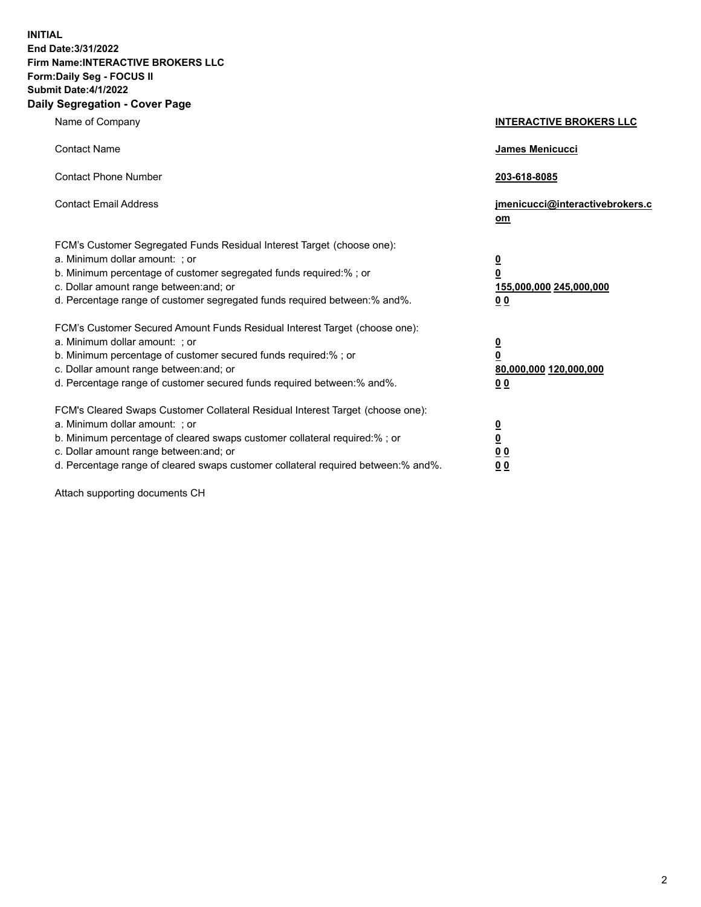**INITIAL**
**End Date:3/31/2022**
**Firm Name:INTERACTIVE BROKERS LLC**
**Form:Daily Seg - FOCUS II**
**Submit Date:4/1/2022**

## Daily Segregation - Cover Page

| | |
|---|---|
| Name of Company | **INTERACTIVE BROKERS LLC** |
| Contact Name | **James Menicucci** |
| Contact Phone Number | **203-618-8085** |
| Contact Email Address | **jmenicucci@interactivebrokers.com** |

FCM's Customer Segregated Funds Residual Interest Target (choose one):

| | |
|---|---|
| a. Minimum dollar amount: ; or | **0** |
| b. Minimum percentage of customer segregated funds required:% ; or | **0** |
| c. Dollar amount range between:and; or | **155,000,000 245,000,000** |
| d. Percentage range of customer segregated funds required between:% and%. | **0 0** |

FCM's Customer Secured Amount Funds Residual Interest Target (choose one):

| | |
|---|---|
| a. Minimum dollar amount: ; or | **0** |
| b. Minimum percentage of customer secured funds required:% ; or | **0** |
| c. Dollar amount range between:and; or | **80,000,000 120,000,000** |
| d. Percentage range of customer secured funds required between:% and%. | **0 0** |

FCM's Cleared Swaps Customer Collateral Residual Interest Target (choose one):

| | |
|---|---|
| a. Minimum dollar amount: ; or | **0** |
| b. Minimum percentage of cleared swaps customer collateral required:% ; or | **0** |
| c. Dollar amount range between:and; or | **0 0** |
| d. Percentage range of cleared swaps customer collateral required between:% and%. | **0 0** |

Attach supporting documents CH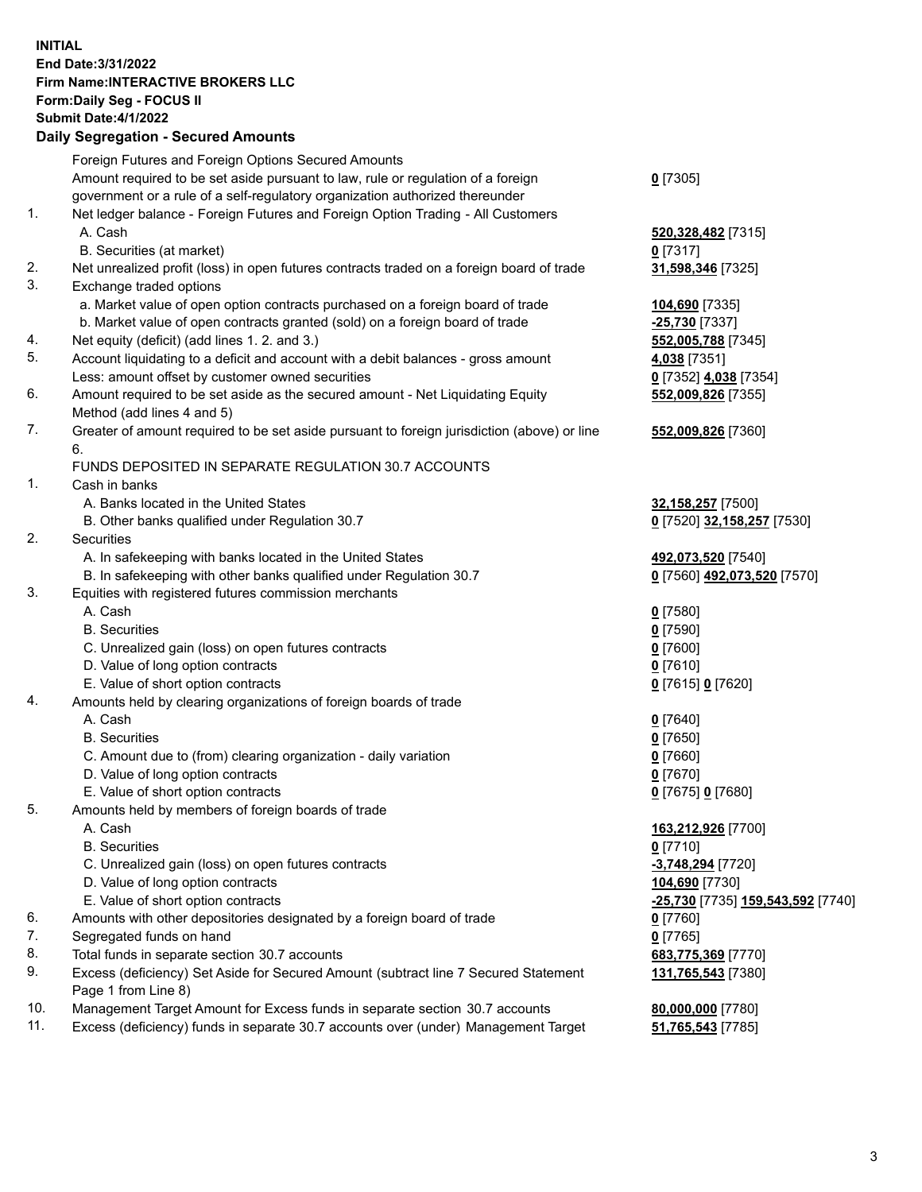**INITIAL**
**End Date:3/31/2022**
**Firm Name:INTERACTIVE BROKERS LLC**
**Form:Daily Seg - FOCUS II**
**Submit Date:4/1/2022**

## Daily Segregation - Secured Amounts

| | | |
|---|---|---|
| | Foreign Futures and Foreign Options Secured Amounts | |
| | Amount required to be set aside pursuant to law, rule or regulation of a foreign government or a rule of a self-regulatory organization authorized thereunder | **0** [7305] |
| 1. | Net ledger balance - Foreign Futures and Foreign Option Trading - All Customers | |
| | A. Cash | **520,328,482** [7315] |
| | B. Securities (at market) | **0** [7317] |
| 2. | Net unrealized profit (loss) in open futures contracts traded on a foreign board of trade | **31,598,346** [7325] |
| 3. | Exchange traded options | |
| | a. Market value of open option contracts purchased on a foreign board of trade | **104,690** [7335] |
| | b. Market value of open contracts granted (sold) on a foreign board of trade | **-25,730** [7337] |
| 4. | Net equity (deficit) (add lines 1. 2. and 3.) | **552,005,788** [7345] |
| 5. | Account liquidating to a deficit and account with a debit balances - gross amount | **4,038** [7351] |
| | Less: amount offset by customer owned securities | **0** [7352] **4,038** [7354] |
| 6. | Amount required to be set aside as the secured amount - Net Liquidating Equity Method (add lines 4 and 5) | **552,009,826** [7355] |
| 7. | Greater of amount required to be set aside pursuant to foreign jurisdiction (above) or line 6. | **552,009,826** [7360] |
| | FUNDS DEPOSITED IN SEPARATE REGULATION 30.7 ACCOUNTS | |
| 1. | Cash in banks | |
| | A. Banks located in the United States | **32,158,257** [7500] |
| | B. Other banks qualified under Regulation 30.7 | **0** [7520] **32,158,257** [7530] |
| 2. | Securities | |
| | A. In safekeeping with banks located in the United States | **492,073,520** [7540] |
| | B. In safekeeping with other banks qualified under Regulation 30.7 | **0** [7560] **492,073,520** [7570] |
| 3. | Equities with registered futures commission merchants | |
| | A. Cash | **0** [7580] |
| | B. Securities | **0** [7590] |
| | C. Unrealized gain (loss) on open futures contracts | **0** [7600] |
| | D. Value of long option contracts | **0** [7610] |
| | E. Value of short option contracts | **0** [7615] **0** [7620] |
| 4. | Amounts held by clearing organizations of foreign boards of trade | |
| | A. Cash | **0** [7640] |
| | B. Securities | **0** [7650] |
| | C. Amount due to (from) clearing organization - daily variation | **0** [7660] |
| | D. Value of long option contracts | **0** [7670] |
| | E. Value of short option contracts | **0** [7675] **0** [7680] |
| 5. | Amounts held by members of foreign boards of trade | |
| | A. Cash | **163,212,926** [7700] |
| | B. Securities | **0** [7710] |
| | C. Unrealized gain (loss) on open futures contracts | **-3,748,294** [7720] |
| | D. Value of long option contracts | **104,690** [7730] |
| | E. Value of short option contracts | **-25,730** [7735] **159,543,592** [7740] |
| 6. | Amounts with other depositories designated by a foreign board of trade | **0** [7760] |
| 7. | Segregated funds on hand | **0** [7765] |
| 8. | Total funds in separate section 30.7 accounts | **683,775,369** [7770] |
| 9. | Excess (deficiency) Set Aside for Secured Amount (subtract line 7 Secured Statement Page 1 from Line 8) | **131,765,543** [7380] |
| 10. | Management Target Amount for Excess funds in separate section 30.7 accounts | **80,000,000** [7780] |
| 11. | Excess (deficiency) funds in separate 30.7 accounts over (under) Management Target | **51,765,543** [7785] |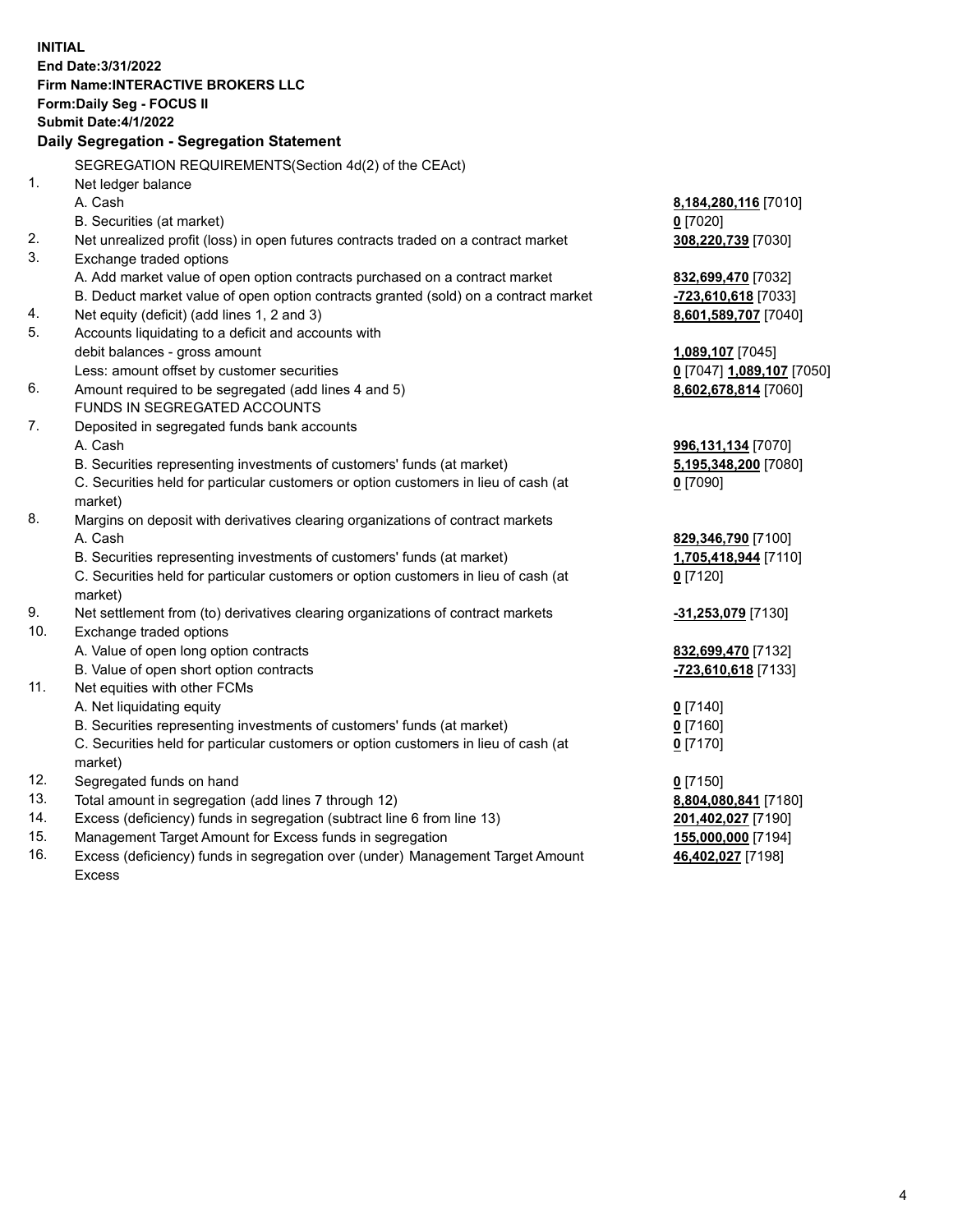**INITIAL**
**End Date:3/31/2022**
**Firm Name:INTERACTIVE BROKERS LLC**
**Form:Daily Seg - FOCUS II**
**Submit Date:4/1/2022**

**Daily Segregation - Segregation Statement**

SEGREGATION REQUIREMENTS(Section 4d(2) of the CEAct)

| | | |
|---|---|---|
| 1. | Net ledger balance | |
| | A. Cash | **8,184,280,116** [7010] |
| | B. Securities (at market) | **0** [7020] |
| 2. | Net unrealized profit (loss) in open futures contracts traded on a contract market | **308,220,739** [7030] |
| 3. | Exchange traded options | |
| | A. Add market value of open option contracts purchased on a contract market | **832,699,470** [7032] |
| | B. Deduct market value of open option contracts granted (sold) on a contract market | **-723,610,618** [7033] |
| 4. | Net equity (deficit) (add lines 1, 2 and 3) | **8,601,589,707** [7040] |
| 5. | Accounts liquidating to a deficit and accounts with debit balances - gross amount | **1,089,107** [7045] |
| | Less: amount offset by customer securities | **0** [7047] **1,089,107** [7050] |
| 6. | Amount required to be segregated (add lines 4 and 5) | **8,602,678,814** [7060] |
| | FUNDS IN SEGREGATED ACCOUNTS | |
| 7. | Deposited in segregated funds bank accounts | |
| | A. Cash | **996,131,134** [7070] |
| | B. Securities representing investments of customers' funds (at market) | **5,195,348,200** [7080] |
| | C. Securities held for particular customers or option customers in lieu of cash (at market) | **0** [7090] |
| 8. | Margins on deposit with derivatives clearing organizations of contract markets | |
| | A. Cash | **829,346,790** [7100] |
| | B. Securities representing investments of customers' funds (at market) | **1,705,418,944** [7110] |
| | C. Securities held for particular customers or option customers in lieu of cash (at market) | **0** [7120] |
| 9. | Net settlement from (to) derivatives clearing organizations of contract markets | **-31,253,079** [7130] |
| 10. | Exchange traded options | |
| | A. Value of open long option contracts | **832,699,470** [7132] |
| | B. Value of open short option contracts | **-723,610,618** [7133] |
| 11. | Net equities with other FCMs | |
| | A. Net liquidating equity | **0** [7140] |
| | B. Securities representing investments of customers' funds (at market) | **0** [7160] |
| | C. Securities held for particular customers or option customers in lieu of cash (at market) | **0** [7170] |
| 12. | Segregated funds on hand | **0** [7150] |
| 13. | Total amount in segregation (add lines 7 through 12) | **8,804,080,841** [7180] |
| 14. | Excess (deficiency) funds in segregation (subtract line 6 from line 13) | **201,402,027** [7190] |
| 15. | Management Target Amount for Excess funds in segregation | **155,000,000** [7194] |
| 16. | Excess (deficiency) funds in segregation over (under) Management Target Amount Excess | **46,402,027** [7198] |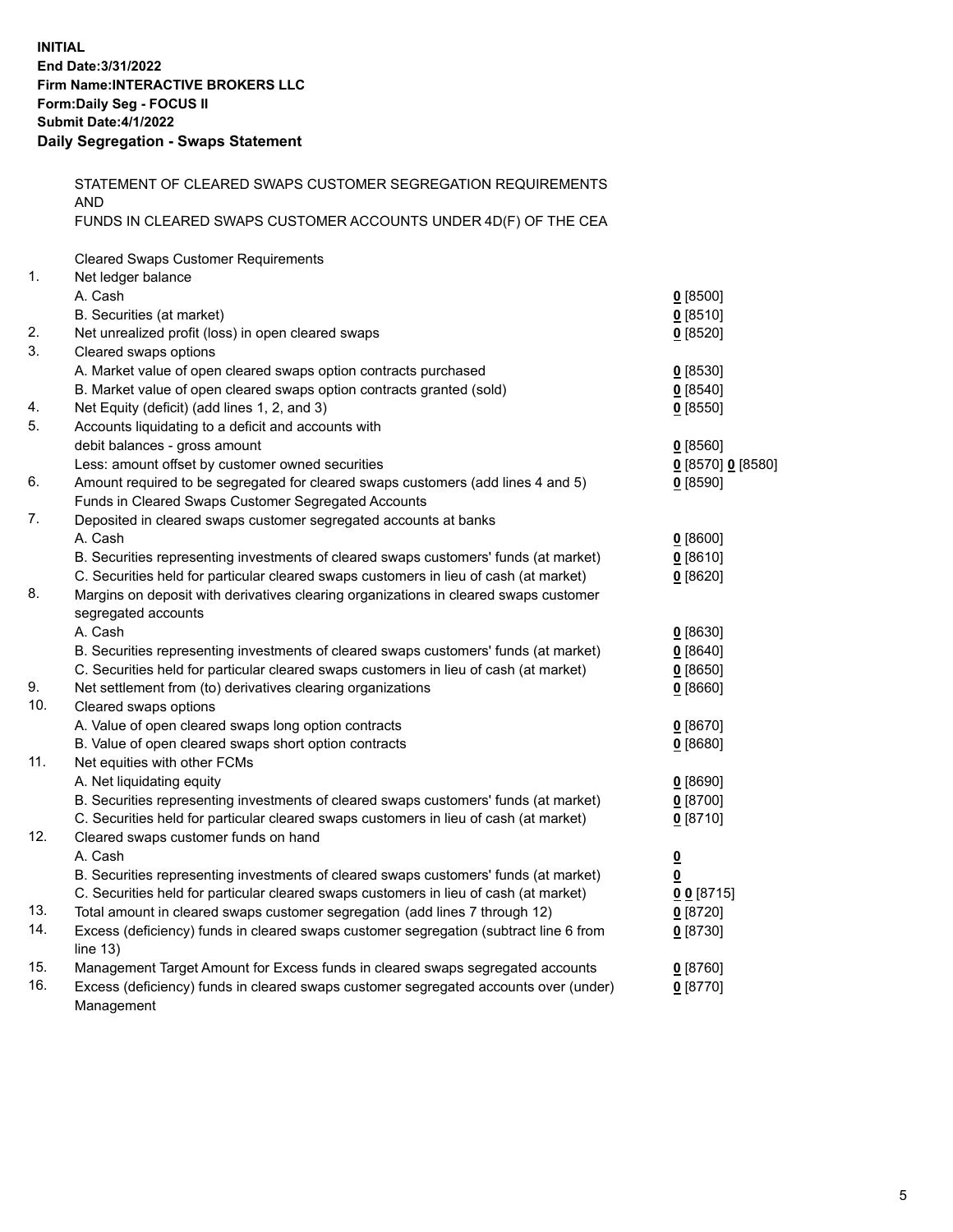**INITIAL**
**End Date:3/31/2022**
**Firm Name:INTERACTIVE BROKERS LLC**
**Form:Daily Seg - FOCUS II**
**Submit Date:4/1/2022**
**Daily Segregation - Swaps Statement**

STATEMENT OF CLEARED SWAPS CUSTOMER SEGREGATION REQUIREMENTS AND
FUNDS IN CLEARED SWAPS CUSTOMER ACCOUNTS UNDER 4D(F) OF THE CEA

| | | |
|---|---|---|
| | Cleared Swaps Customer Requirements | |
| 1. | Net ledger balance | |
| | A. Cash | 0 [8500] |
| | B. Securities (at market) | 0 [8510] |
| 2. | Net unrealized profit (loss) in open cleared swaps | 0 [8520] |
| 3. | Cleared swaps options | |
| | A. Market value of open cleared swaps option contracts purchased | 0 [8530] |
| | B. Market value of open cleared swaps option contracts granted (sold) | 0 [8540] |
| 4. | Net Equity (deficit) (add lines 1, 2, and 3) | 0 [8550] |
| 5. | Accounts liquidating to a deficit and accounts with debit balances - gross amount | 0 [8560] |
| | Less: amount offset by customer owned securities | 0 [8570] 0 [8580] |
| 6. | Amount required to be segregated for cleared swaps customers (add lines 4 and 5) | 0 [8590] |
| | Funds in Cleared Swaps Customer Segregated Accounts | |
| 7. | Deposited in cleared swaps customer segregated accounts at banks | |
| | A. Cash | 0 [8600] |
| | B. Securities representing investments of cleared swaps customers' funds (at market) | 0 [8610] |
| | C. Securities held for particular cleared swaps customers in lieu of cash (at market) | 0 [8620] |
| 8. | Margins on deposit with derivatives clearing organizations in cleared swaps customer segregated accounts | |
| | A. Cash | 0 [8630] |
| | B. Securities representing investments of cleared swaps customers' funds (at market) | 0 [8640] |
| | C. Securities held for particular cleared swaps customers in lieu of cash (at market) | 0 [8650] |
| 9. | Net settlement from (to) derivatives clearing organizations | 0 [8660] |
| 10. | Cleared swaps options | |
| | A. Value of open cleared swaps long option contracts | 0 [8670] |
| | B. Value of open cleared swaps short option contracts | 0 [8680] |
| 11. | Net equities with other FCMs | |
| | A. Net liquidating equity | 0 [8690] |
| | B. Securities representing investments of cleared swaps customers' funds (at market) | 0 [8700] |
| | C. Securities held for particular cleared swaps customers in lieu of cash (at market) | 0 [8710] |
| 12. | Cleared swaps customer funds on hand | |
| | A. Cash | 0 |
| | B. Securities representing investments of cleared swaps customers' funds (at market) | 0 |
| | C. Securities held for particular cleared swaps customers in lieu of cash (at market) | 0 0 [8715] |
| 13. | Total amount in cleared swaps customer segregation (add lines 7 through 12) | 0 [8720] |
| 14. | Excess (deficiency) funds in cleared swaps customer segregation (subtract line 6 from line 13) | 0 [8730] |
| 15. | Management Target Amount for Excess funds in cleared swaps segregated accounts | 0 [8760] |
| 16. | Excess (deficiency) funds in cleared swaps customer segregated accounts over (under) Management | 0 [8770] |